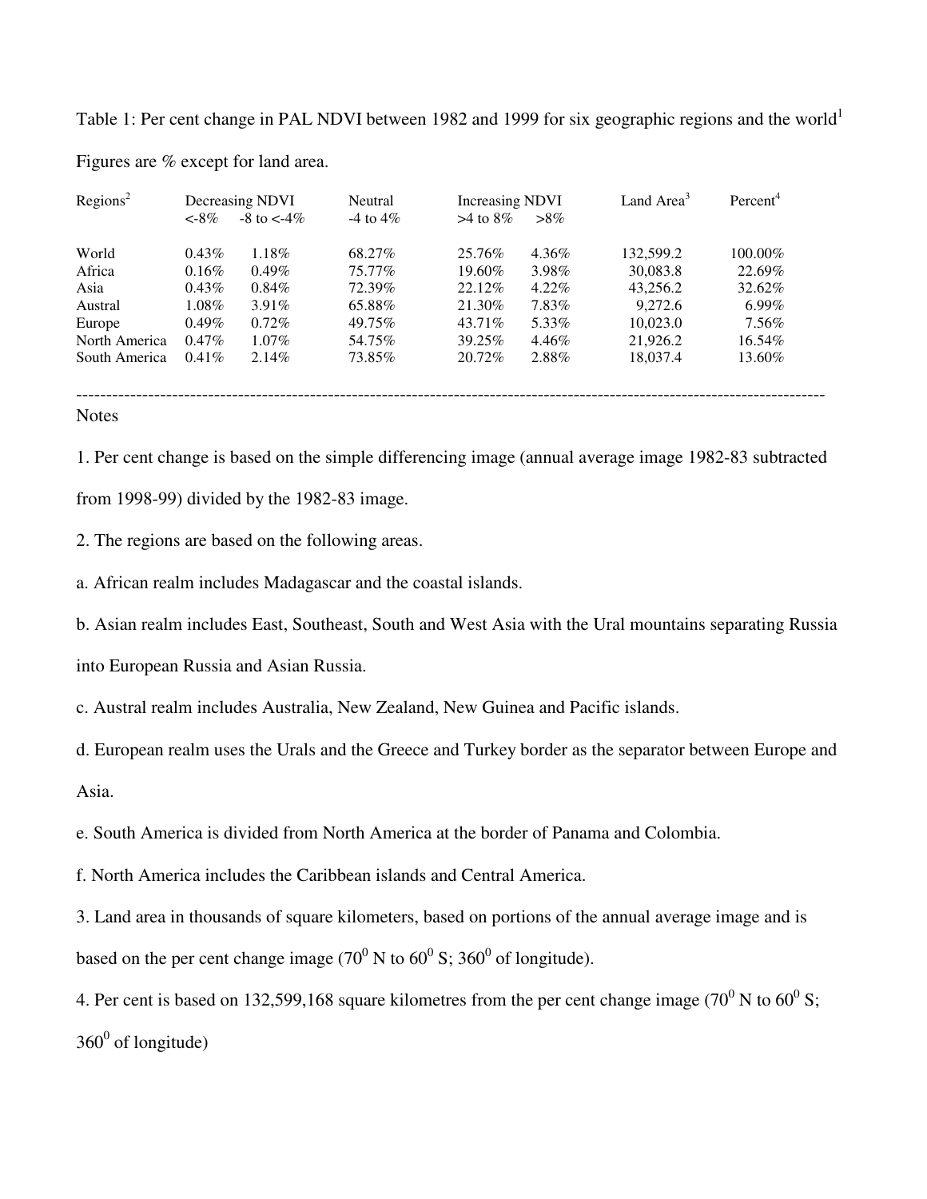Table 1: Per cent change in PAL NDVI between 1982 and 1999 for six geographic regions and the world[1]

Figures are % except for land area.

| Regions[2] | Decreasing NDVI | | Neutral | Increasing NDVI | | Land Area[3] | Percent[4] |
|---|---|---|---|---|---|---|---|
| | <-8% | -8 to <-4% | -4 to 4% | >4 to 8% | >8% | | |
| World | 0.43% | 1.18% | 68.27% | 25.76% | 4.36% | 132,599.2 | 100.00% |
| Africa | 0.16% | 0.49% | 75.77% | 19.60% | 3.98% | 30,083.8 | 22.69% |
| Asia | 0.43% | 0.84% | 72.39% | 22.12% | 4.22% | 43,256.2 | 32.62% |
| Austral | 1.08% | 3.91% | 65.88% | 21.30% | 7.83% | 9,272.6 | 6.99% |
| Europe | 0.49% | 0.72% | 49.75% | 43.71% | 5.33% | 10,023.0 | 7.56% |
| North America | 0.47% | 1.07% | 54.75% | 39.25% | 4.46% | 21,926.2 | 16.54% |
| South America | 0.41% | 2.14% | 73.85% | 20.72% | 2.88% | 18,037.4 | 13.60% |

---

Notes

1. Per cent change is based on the simple differencing image (annual average image 1982-83 subtracted from 1998-99) divided by the 1982-83 image.

2. The regions are based on the following areas.

a. African realm includes Madagascar and the coastal islands.

b. Asian realm includes East, Southeast, South and West Asia with the Ural mountains separating Russia into European Russia and Asian Russia.

c. Austral realm includes Australia, New Zealand, New Guinea and Pacific islands.

d. European realm uses the Urals and the Greece and Turkey border as the separator between Europe and Asia.

e. South America is divided from North America at the border of Panama and Colombia.

f. North America includes the Caribbean islands and Central America.

3. Land area in thousands of square kilometers, based on portions of the annual average image and is based on the per cent change image ($70^0$ N to $60^0$ S; $360^0$ of longitude).

4. Per cent is based on 132,599,168 square kilometres from the per cent change image ($70^0$ N to $60^0$ S; $360^0$ of longitude)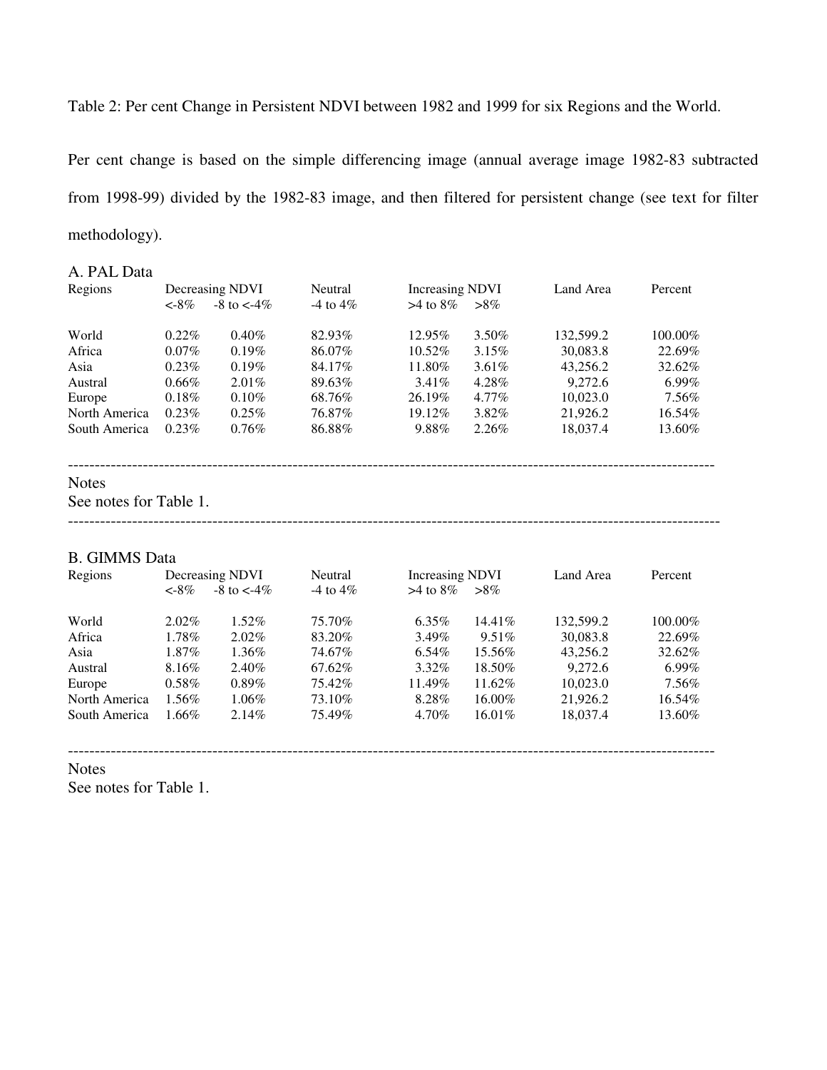Table 2: Per cent Change in Persistent NDVI between 1982 and 1999 for six Regions and the World.

Per cent change is based on the simple differencing image (annual average image 1982-83 subtracted from 1998-99) divided by the 1982-83 image, and then filtered for persistent change (see text for filter methodology).

A. PAL Data

| Regions | Decreasing NDVI | | Neutral | Increasing NDVI | | Land Area | Percent |
|---|---|---|---|---|---|---|---|
| | <-8% | -8 to <-4% | -4 to 4% | >4 to 8% | >8% | | |
| World | 0.22% | 0.40% | 82.93% | 12.95% | 3.50% | 132,599.2 | 100.00% |
| Africa | 0.07% | 0.19% | 86.07% | 10.52% | 3.15% | 30,083.8 | 22.69% |
| Asia | 0.23% | 0.19% | 84.17% | 11.80% | 3.61% | 43,256.2 | 32.62% |
| Austral | 0.66% | 2.01% | 89.63% | 3.41% | 4.28% | 9,272.6 | 6.99% |
| Europe | 0.18% | 0.10% | 68.76% | 26.19% | 4.77% | 10,023.0 | 7.56% |
| North America | 0.23% | 0.25% | 76.87% | 19.12% | 3.82% | 21,926.2 | 16.54% |
| South America | 0.23% | 0.76% | 86.88% | 9.88% | 2.26% | 18,037.4 | 13.60% |

Notes

See notes for Table 1.

B. GIMMS Data

| Regions | Decreasing NDVI | | Neutral | Increasing NDVI | | Land Area | Percent |
|---|---|---|---|---|---|---|---|
| | <-8% | -8 to <-4% | -4 to 4% | >4 to 8% | >8% | | |
| World | 2.02% | 1.52% | 75.70% | 6.35% | 14.41% | 132,599.2 | 100.00% |
| Africa | 1.78% | 2.02% | 83.20% | 3.49% | 9.51% | 30,083.8 | 22.69% |
| Asia | 1.87% | 1.36% | 74.67% | 6.54% | 15.56% | 43,256.2 | 32.62% |
| Austral | 8.16% | 2.40% | 67.62% | 3.32% | 18.50% | 9,272.6 | 6.99% |
| Europe | 0.58% | 0.89% | 75.42% | 11.49% | 11.62% | 10,023.0 | 7.56% |
| North America | 1.56% | 1.06% | 73.10% | 8.28% | 16.00% | 21,926.2 | 16.54% |
| South America | 1.66% | 2.14% | 75.49% | 4.70% | 16.01% | 18,037.4 | 13.60% |

Notes

See notes for Table 1.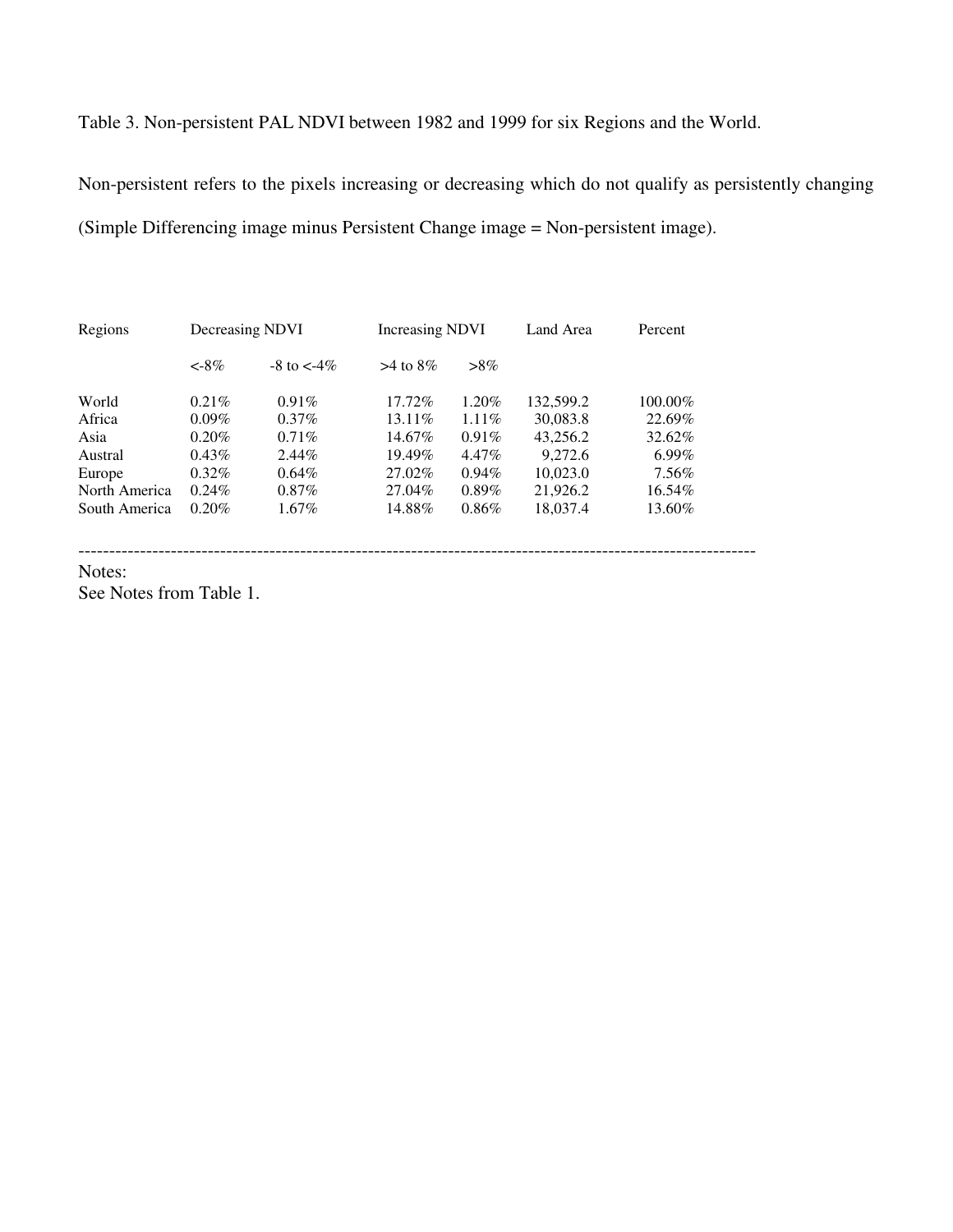Table 3. Non-persistent PAL NDVI between 1982 and 1999 for six Regions and the World.

Non-persistent refers to the pixels increasing or decreasing which do not qualify as persistently changing (Simple Differencing image minus Persistent Change image = Non-persistent image).

| Regions | Decreasing NDVI | | Increasing NDVI | | Land Area | Percent |
|---|---|---|---|---|---|---|
| | <-8% | -8 to <-4% | >4 to 8% | >8% | | |
| World | 0.21% | 0.91% | 17.72% | 1.20% | 132,599.2 | 100.00% |
| Africa | 0.09% | 0.37% | 13.11% | 1.11% | 30,083.8 | 22.69% |
| Asia | 0.20% | 0.71% | 14.67% | 0.91% | 43,256.2 | 32.62% |
| Austral | 0.43% | 2.44% | 19.49% | 4.47% | 9,272.6 | 6.99% |
| Europe | 0.32% | 0.64% | 27.02% | 0.94% | 10,023.0 | 7.56% |
| North America | 0.24% | 0.87% | 27.04% | 0.89% | 21,926.2 | 16.54% |
| South America | 0.20% | 1.67% | 14.88% | 0.86% | 18,037.4 | 13.60% |

Notes:
See Notes from Table 1.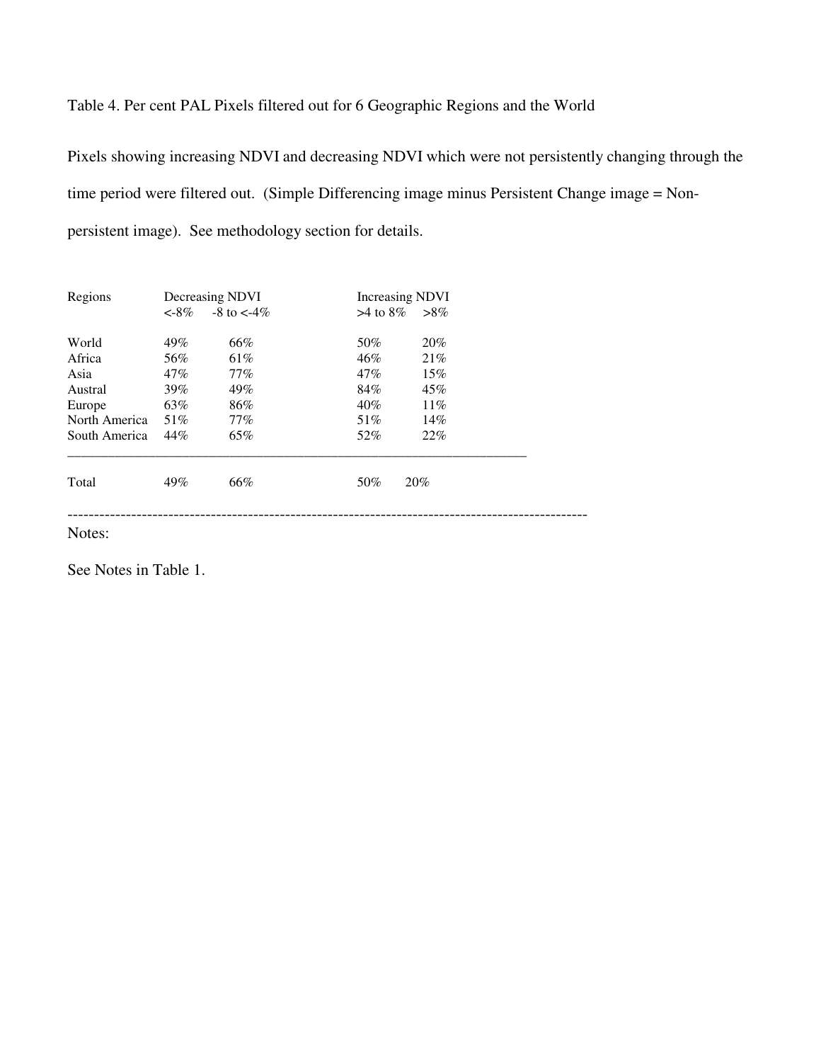Table 4. Per cent PAL Pixels filtered out for 6 Geographic Regions and the World

Pixels showing increasing NDVI and decreasing NDVI which were not persistently changing through the time period were filtered out. (Simple Differencing image minus Persistent Change image = Non-persistent image). See methodology section for details.

| Regions | Decreasing NDVI | | Increasing NDVI | |
|---|---|---|---|---|
| | <-8% | -8 to <-4% | >4 to 8% | >8% |
| World | 49% | 66% | 50% | 20% |
| Africa | 56% | 61% | 46% | 21% |
| Asia | 47% | 77% | 47% | 15% |
| Austral | 39% | 49% | 84% | 45% |
| Europe | 63% | 86% | 40% | 11% |
| North America | 51% | 77% | 51% | 14% |
| South America | 44% | 65% | 52% | 22% |
| Total | 49% | 66% | 50% | 20% |

Notes:

See Notes in Table 1.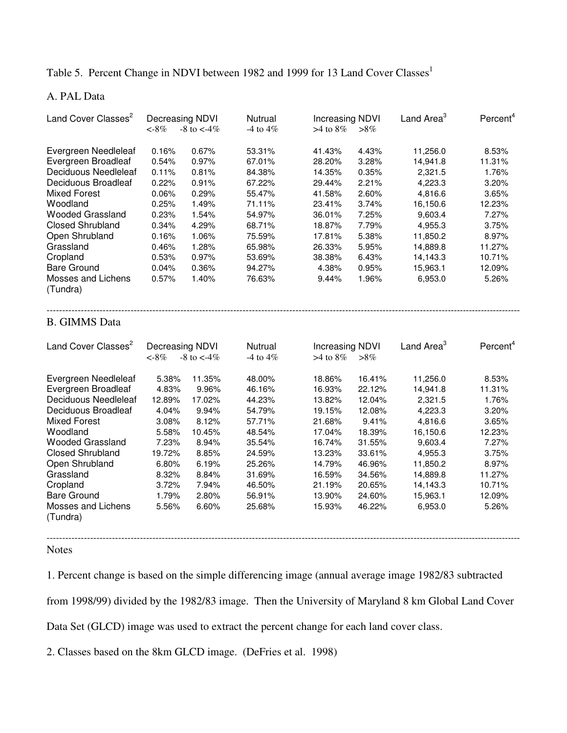Table 5. Percent Change in NDVI between 1982 and 1999 for 13 Land Cover Classes[1]

A. PAL Data

| Land Cover Classes[2] | Decreasing NDVI | | Nutrual | Increasing NDVI | | Land Area[3] | Percent[4] |
|---|---|---|---|---|---|---|---|
| | <-8% | -8 to <-4% | -4 to 4% | >4 to 8% | >8% | | |
| Evergreen Needleleaf | 0.16% | 0.67% | 53.31% | 41.43% | 4.43% | 11,256.0 | 8.53% |
| Evergreen Broadleaf | 0.54% | 0.97% | 67.01% | 28.20% | 3.28% | 14,941.8 | 11.31% |
| Deciduous Needleleaf | 0.11% | 0.81% | 84.38% | 14.35% | 0.35% | 2,321.5 | 1.76% |
| Deciduous Broadleaf | 0.22% | 0.91% | 67.22% | 29.44% | 2.21% | 4,223.3 | 3.20% |
| Mixed Forest | 0.06% | 0.29% | 55.47% | 41.58% | 2.60% | 4,816.6 | 3.65% |
| Woodland | 0.25% | 1.49% | 71.11% | 23.41% | 3.74% | 16,150.6 | 12.23% |
| Wooded Grassland | 0.23% | 1.54% | 54.97% | 36.01% | 7.25% | 9,603.4 | 7.27% |
| Closed Shrubland | 0.34% | 4.29% | 68.71% | 18.87% | 7.79% | 4,955.3 | 3.75% |
| Open Shrubland | 0.16% | 1.06% | 75.59% | 17.81% | 5.38% | 11,850.2 | 8.97% |
| Grassland | 0.46% | 1.28% | 65.98% | 26.33% | 5.95% | 14,889.8 | 11.27% |
| Cropland | 0.53% | 0.97% | 53.69% | 38.38% | 6.43% | 14,143.3 | 10.71% |
| Bare Ground | 0.04% | 0.36% | 94.27% | 4.38% | 0.95% | 15,963.1 | 12.09% |
| Mosses and Lichens (Tundra) | 0.57% | 1.40% | 76.63% | 9.44% | 1.96% | 6,953.0 | 5.26% |

B. GIMMS Data

| Land Cover Classes[2] | Decreasing NDVI | | Nutrual | Increasing NDVI | | Land Area[3] | Percent[4] |
|---|---|---|---|---|---|---|---|
| | <-8% | -8 to <-4% | -4 to 4% | >4 to 8% | >8% | | |
| Evergreen Needleleaf | 5.38% | 11.35% | 48.00% | 18.86% | 16.41% | 11,256.0 | 8.53% |
| Evergreen Broadleaf | 4.83% | 9.96% | 46.16% | 16.93% | 22.12% | 14,941.8 | 11.31% |
| Deciduous Needleleaf | 12.89% | 17.02% | 44.23% | 13.82% | 12.04% | 2,321.5 | 1.76% |
| Deciduous Broadleaf | 4.04% | 9.94% | 54.79% | 19.15% | 12.08% | 4,223.3 | 3.20% |
| Mixed Forest | 3.08% | 8.12% | 57.71% | 21.68% | 9.41% | 4,816.6 | 3.65% |
| Woodland | 5.58% | 10.45% | 48.54% | 17.04% | 18.39% | 16,150.6 | 12.23% |
| Wooded Grassland | 7.23% | 8.94% | 35.54% | 16.74% | 31.55% | 9,603.4 | 7.27% |
| Closed Shrubland | 19.72% | 8.85% | 24.59% | 13.23% | 33.61% | 4,955.3 | 3.75% |
| Open Shrubland | 6.80% | 6.19% | 25.26% | 14.79% | 46.96% | 11,850.2 | 8.97% |
| Grassland | 8.32% | 8.84% | 31.69% | 16.59% | 34.56% | 14,889.8 | 11.27% |
| Cropland | 3.72% | 7.94% | 46.50% | 21.19% | 20.65% | 14,143.3 | 10.71% |
| Bare Ground | 1.79% | 2.80% | 56.91% | 13.90% | 24.60% | 15,963.1 | 12.09% |
| Mosses and Lichens (Tundra) | 5.56% | 6.60% | 25.68% | 15.93% | 46.22% | 6,953.0 | 5.26% |

Notes

1. Percent change is based on the simple differencing image (annual average image 1982/83 subtracted from 1998/99) divided by the 1982/83 image. Then the University of Maryland 8 km Global Land Cover Data Set (GLCD) image was used to extract the percent change for each land cover class.

2. Classes based on the 8km GLCD image. (DeFries et al. 1998)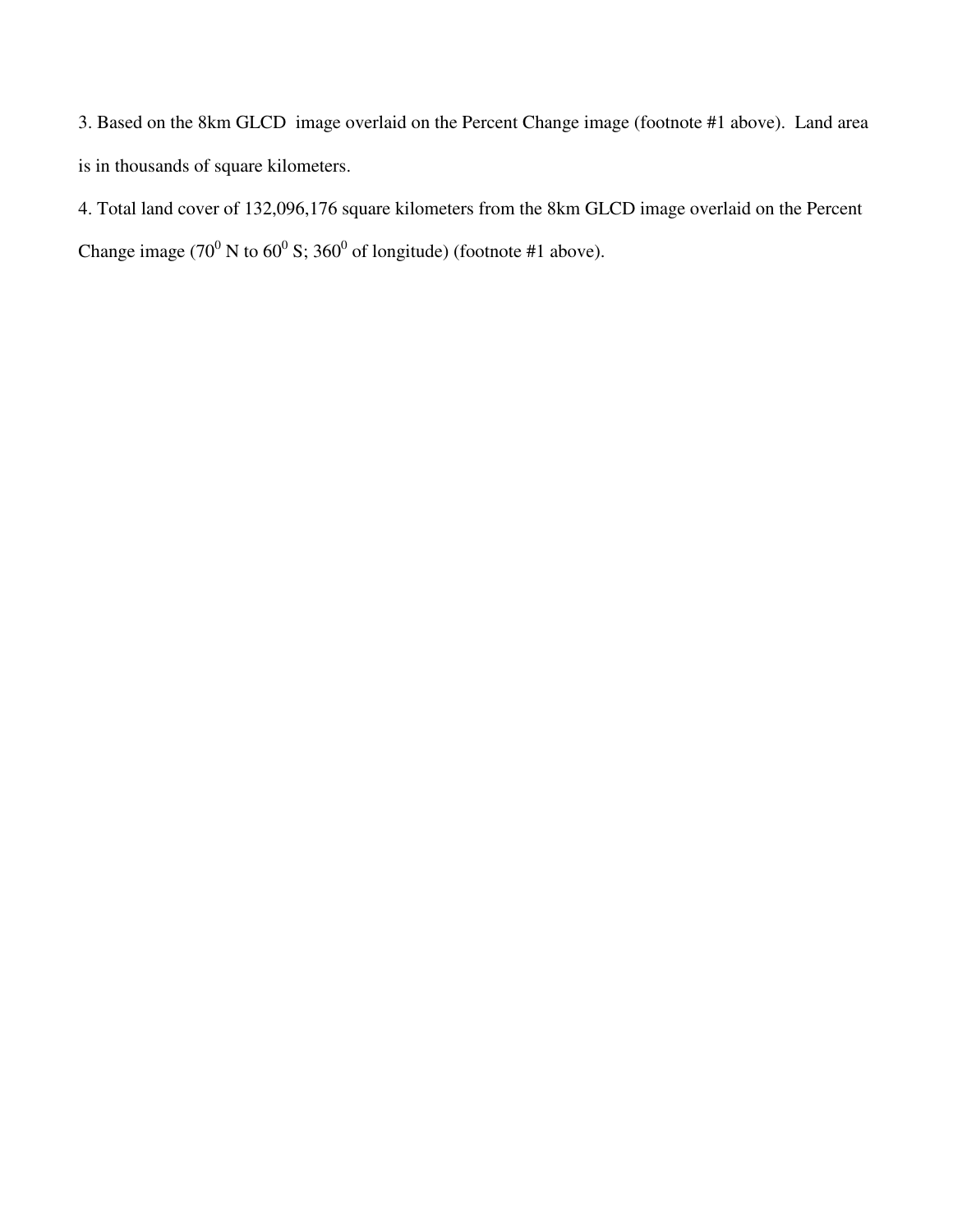3. Based on the 8km GLCD image overlaid on the Percent Change image (footnote #1 above). Land area is in thousands of square kilometers.

4. Total land cover of 132,096,176 square kilometers from the 8km GLCD image overlaid on the Percent Change image ($70^0$ N to $60^0$ S; $360^0$ of longitude) (footnote #1 above).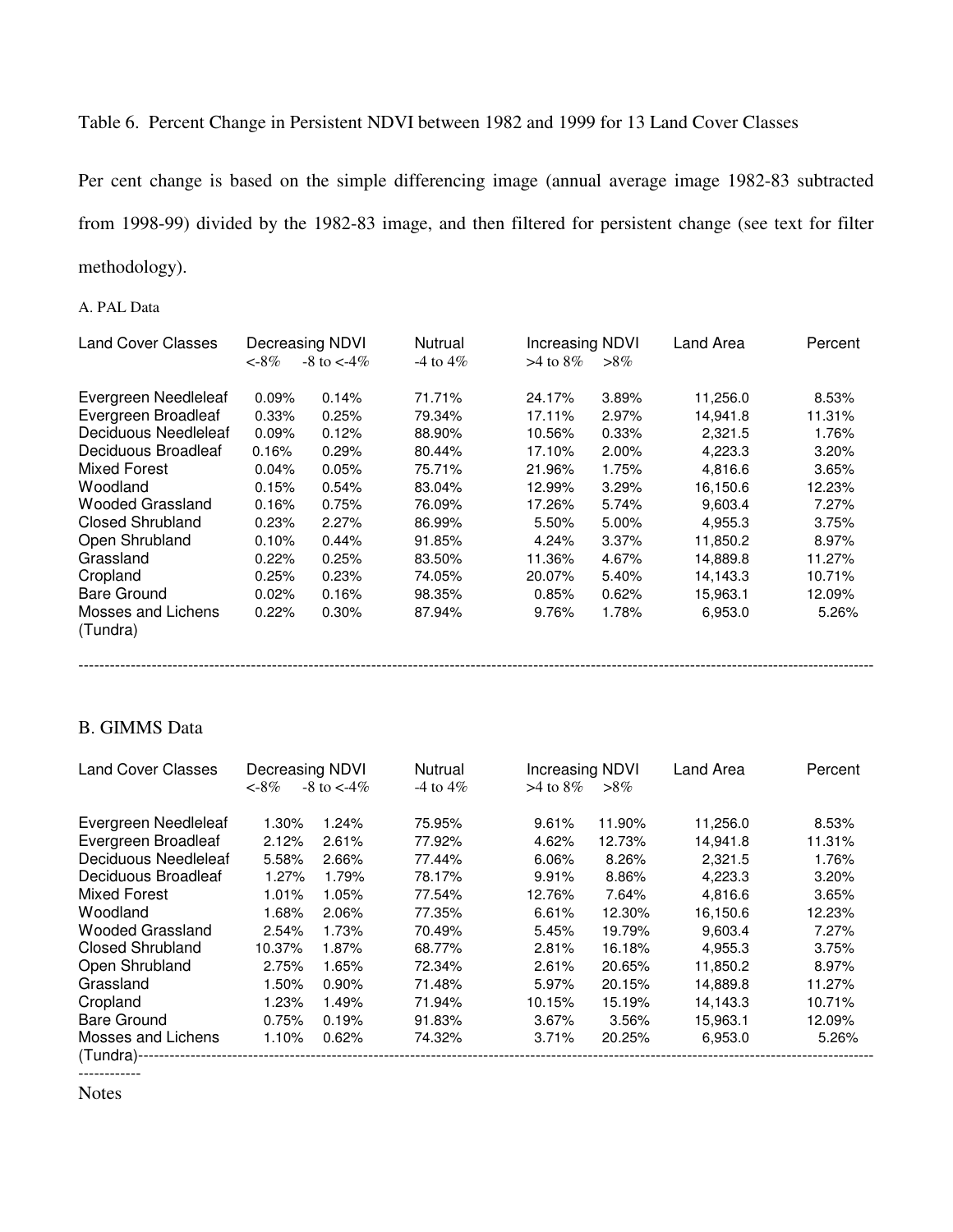Table 6. Percent Change in Persistent NDVI between 1982 and 1999 for 13 Land Cover Classes

Per cent change is based on the simple differencing image (annual average image 1982-83 subtracted from 1998-99) divided by the 1982-83 image, and then filtered for persistent change (see text for filter methodology).

A. PAL Data

| Land Cover Classes | Decreasing NDVI | | Nutrual | Increasing NDVI | | Land Area | Percent |
|---|---|---|---|---|---|---|---|
| | <-8% | -8 to <-4% | -4 to 4% | >4 to 8% | >8% | | |
| Evergreen Needleleaf | 0.09% | 0.14% | 71.71% | 24.17% | 3.89% | 11,256.0 | 8.53% |
| Evergreen Broadleaf | 0.33% | 0.25% | 79.34% | 17.11% | 2.97% | 14,941.8 | 11.31% |
| Deciduous Needleleaf | 0.09% | 0.12% | 88.90% | 10.56% | 0.33% | 2,321.5 | 1.76% |
| Deciduous Broadleaf | 0.16% | 0.29% | 80.44% | 17.10% | 2.00% | 4,223.3 | 3.20% |
| Mixed Forest | 0.04% | 0.05% | 75.71% | 21.96% | 1.75% | 4,816.6 | 3.65% |
| Woodland | 0.15% | 0.54% | 83.04% | 12.99% | 3.29% | 16,150.6 | 12.23% |
| Wooded Grassland | 0.16% | 0.75% | 76.09% | 17.26% | 5.74% | 9,603.4 | 7.27% |
| Closed Shrubland | 0.23% | 2.27% | 86.99% | 5.50% | 5.00% | 4,955.3 | 3.75% |
| Open Shrubland | 0.10% | 0.44% | 91.85% | 4.24% | 3.37% | 11,850.2 | 8.97% |
| Grassland | 0.22% | 0.25% | 83.50% | 11.36% | 4.67% | 14,889.8 | 11.27% |
| Cropland | 0.25% | 0.23% | 74.05% | 20.07% | 5.40% | 14,143.3 | 10.71% |
| Bare Ground | 0.02% | 0.16% | 98.35% | 0.85% | 0.62% | 15,963.1 | 12.09% |
| Mosses and Lichens (Tundra) | 0.22% | 0.30% | 87.94% | 9.76% | 1.78% | 6,953.0 | 5.26% |

B. GIMMS Data

| Land Cover Classes | Decreasing NDVI | | Nutrual | Increasing NDVI | | Land Area | Percent |
|---|---|---|---|---|---|---|---|
| | <-8% | -8 to <-4% | -4 to 4% | >4 to 8% | >8% | | |
| Evergreen Needleleaf | 1.30% | 1.24% | 75.95% | 9.61% | 11.90% | 11,256.0 | 8.53% |
| Evergreen Broadleaf | 2.12% | 2.61% | 77.92% | 4.62% | 12.73% | 14,941.8 | 11.31% |
| Deciduous Needleleaf | 5.58% | 2.66% | 77.44% | 6.06% | 8.26% | 2,321.5 | 1.76% |
| Deciduous Broadleaf | 1.27% | 1.79% | 78.17% | 9.91% | 8.86% | 4,223.3 | 3.20% |
| Mixed Forest | 1.01% | 1.05% | 77.54% | 12.76% | 7.64% | 4,816.6 | 3.65% |
| Woodland | 1.68% | 2.06% | 77.35% | 6.61% | 12.30% | 16,150.6 | 12.23% |
| Wooded Grassland | 2.54% | 1.73% | 70.49% | 5.45% | 19.79% | 9,603.4 | 7.27% |
| Closed Shrubland | 10.37% | 1.87% | 68.77% | 2.81% | 16.18% | 4,955.3 | 3.75% |
| Open Shrubland | 2.75% | 1.65% | 72.34% | 2.61% | 20.65% | 11,850.2 | 8.97% |
| Grassland | 1.50% | 0.90% | 71.48% | 5.97% | 20.15% | 14,889.8 | 11.27% |
| Cropland | 1.23% | 1.49% | 71.94% | 10.15% | 15.19% | 14,143.3 | 10.71% |
| Bare Ground | 0.75% | 0.19% | 91.83% | 3.67% | 3.56% | 15,963.1 | 12.09% |
| Mosses and Lichens (Tundra) | 1.10% | 0.62% | 74.32% | 3.71% | 20.25% | 6,953.0 | 5.26% |

Notes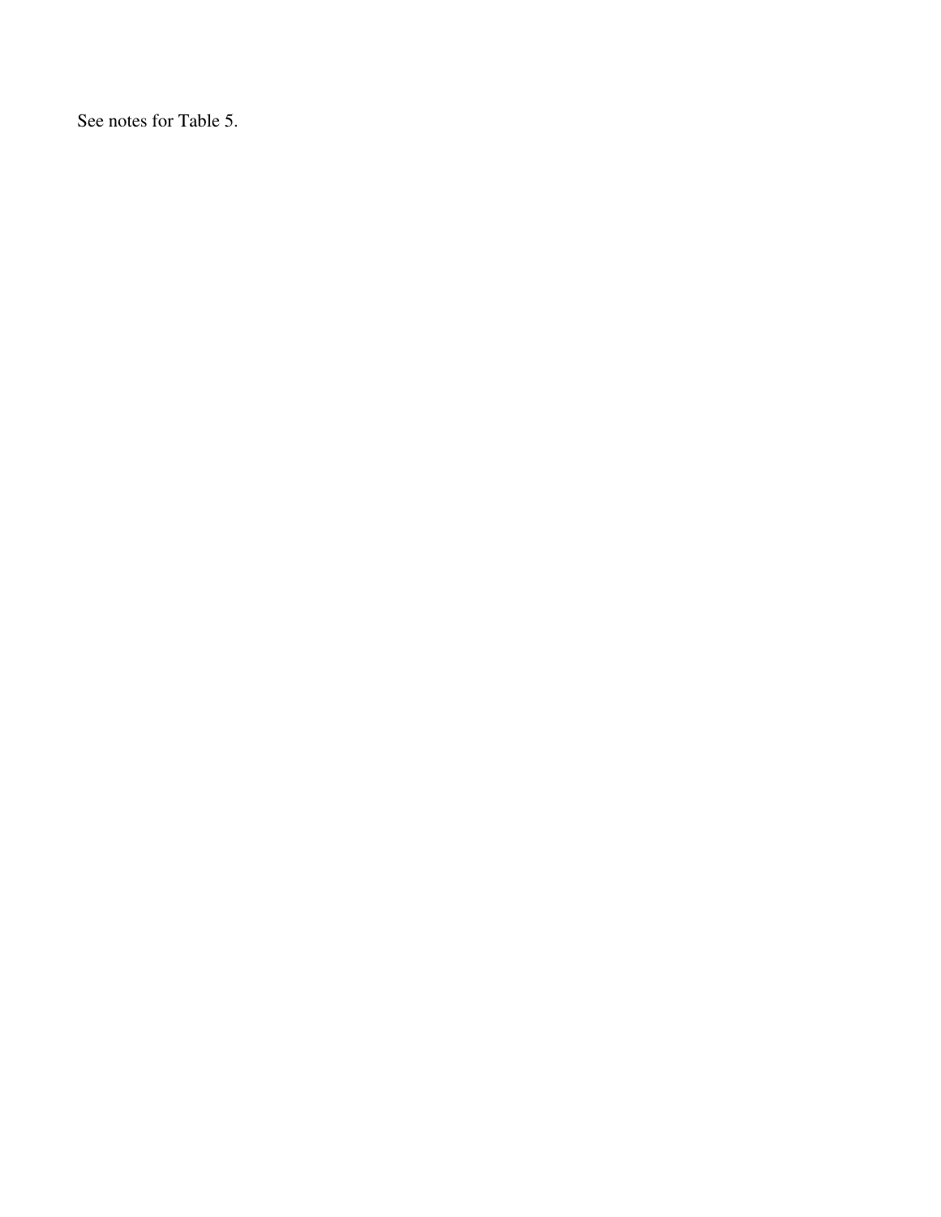See notes for Table 5.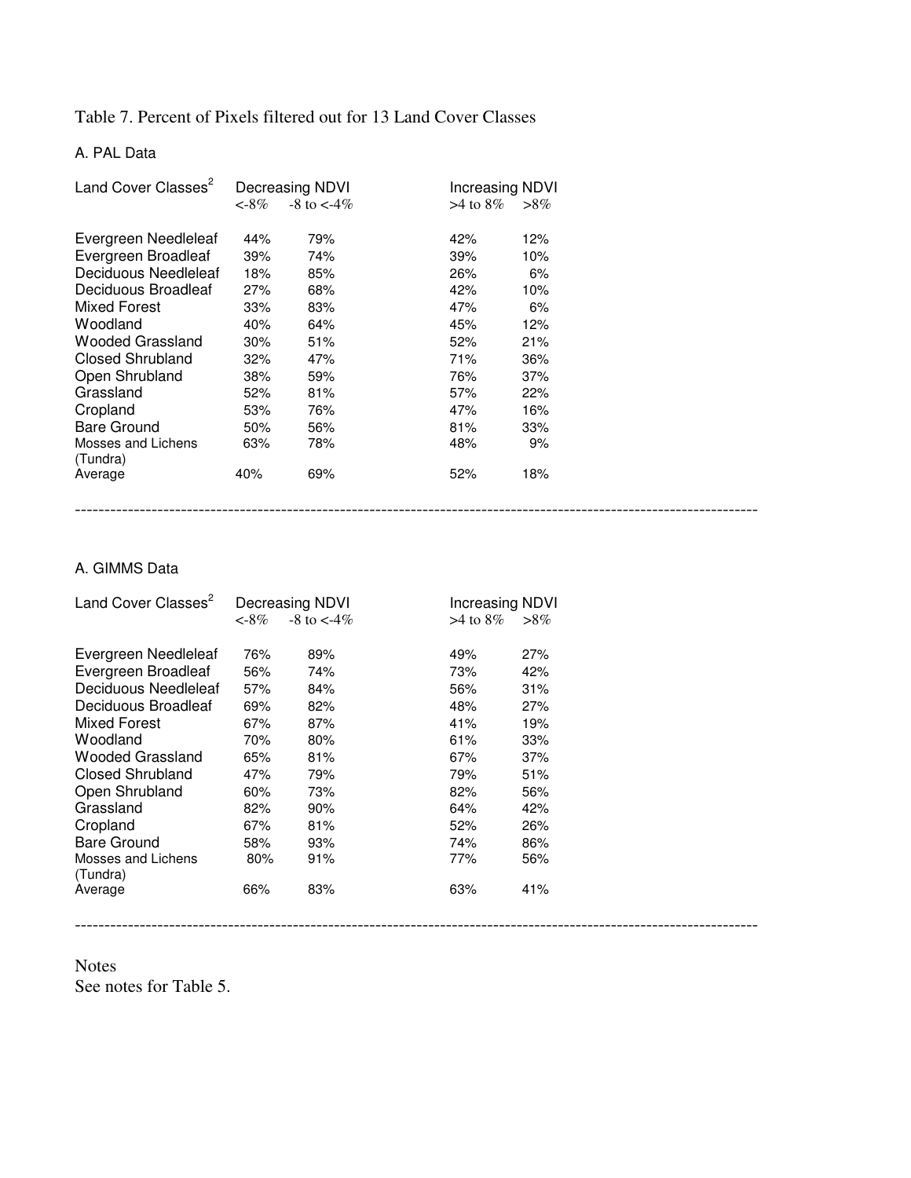Table 7. Percent of Pixels filtered out for 13 Land Cover Classes

A. PAL Data

| Land Cover Classes[2] | Decreasing NDVI | | Increasing NDVI | |
|---|---|---|---|---|
| | <-8% | -8 to <-4% | >4 to 8% | >8% |
| Evergreen Needleleaf | 44% | 79% | 42% | 12% |
| Evergreen Broadleaf | 39% | 74% | 39% | 10% |
| Deciduous Needleleaf | 18% | 85% | 26% | 6% |
| Deciduous Broadleaf | 27% | 68% | 42% | 10% |
| Mixed Forest | 33% | 83% | 47% | 6% |
| Woodland | 40% | 64% | 45% | 12% |
| Wooded Grassland | 30% | 51% | 52% | 21% |
| Closed Shrubland | 32% | 47% | 71% | 36% |
| Open Shrubland | 38% | 59% | 76% | 37% |
| Grassland | 52% | 81% | 57% | 22% |
| Cropland | 53% | 76% | 47% | 16% |
| Bare Ground | 50% | 56% | 81% | 33% |
| Mosses and Lichens (Tundra) | 63% | 78% | 48% | 9% |
| Average | 40% | 69% | 52% | 18% |

A. GIMMS Data

| Land Cover Classes[2] | Decreasing NDVI | | Increasing NDVI | |
|---|---|---|---|---|
| | <-8% | -8 to <-4% | >4 to 8% | >8% |
| Evergreen Needleleaf | 76% | 89% | 49% | 27% |
| Evergreen Broadleaf | 56% | 74% | 73% | 42% |
| Deciduous Needleleaf | 57% | 84% | 56% | 31% |
| Deciduous Broadleaf | 69% | 82% | 48% | 27% |
| Mixed Forest | 67% | 87% | 41% | 19% |
| Woodland | 70% | 80% | 61% | 33% |
| Wooded Grassland | 65% | 81% | 67% | 37% |
| Closed Shrubland | 47% | 79% | 79% | 51% |
| Open Shrubland | 60% | 73% | 82% | 56% |
| Grassland | 82% | 90% | 64% | 42% |
| Cropland | 67% | 81% | 52% | 26% |
| Bare Ground | 58% | 93% | 74% | 86% |
| Mosses and Lichens (Tundra) | 80% | 91% | 77% | 56% |
| Average | 66% | 83% | 63% | 41% |

Notes
See notes for Table 5.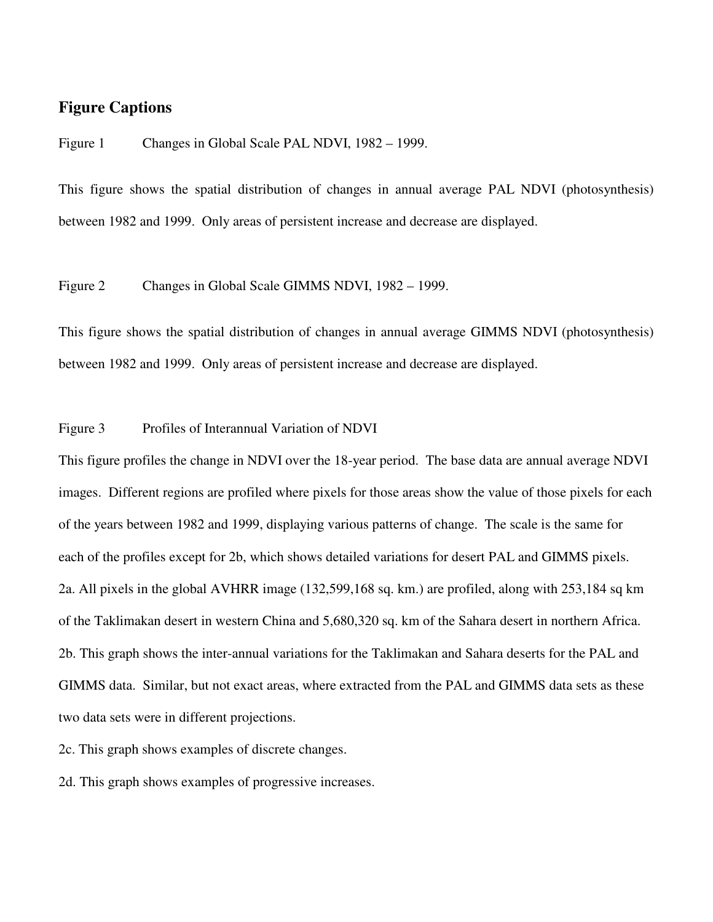## Figure Captions

Figure 1 Changes in Global Scale PAL NDVI, 1982 – 1999.

This figure shows the spatial distribution of changes in annual average PAL NDVI (photosynthesis) between 1982 and 1999. Only areas of persistent increase and decrease are displayed.

Figure 2 Changes in Global Scale GIMMS NDVI, 1982 – 1999.

This figure shows the spatial distribution of changes in annual average GIMMS NDVI (photosynthesis) between 1982 and 1999. Only areas of persistent increase and decrease are displayed.

Figure 3 Profiles of Interannual Variation of NDVI

This figure profiles the change in NDVI over the 18-year period. The base data are annual average NDVI images. Different regions are profiled where pixels for those areas show the value of those pixels for each of the years between 1982 and 1999, displaying various patterns of change. The scale is the same for each of the profiles except for 2b, which shows detailed variations for desert PAL and GIMMS pixels.

2a. All pixels in the global AVHRR image (132,599,168 sq. km.) are profiled, along with 253,184 sq km of the Taklimakan desert in western China and 5,680,320 sq. km of the Sahara desert in northern Africa.

2b. This graph shows the inter-annual variations for the Taklimakan and Sahara deserts for the PAL and GIMMS data. Similar, but not exact areas, where extracted from the PAL and GIMMS data sets as these two data sets were in different projections.

2c. This graph shows examples of discrete changes.

2d. This graph shows examples of progressive increases.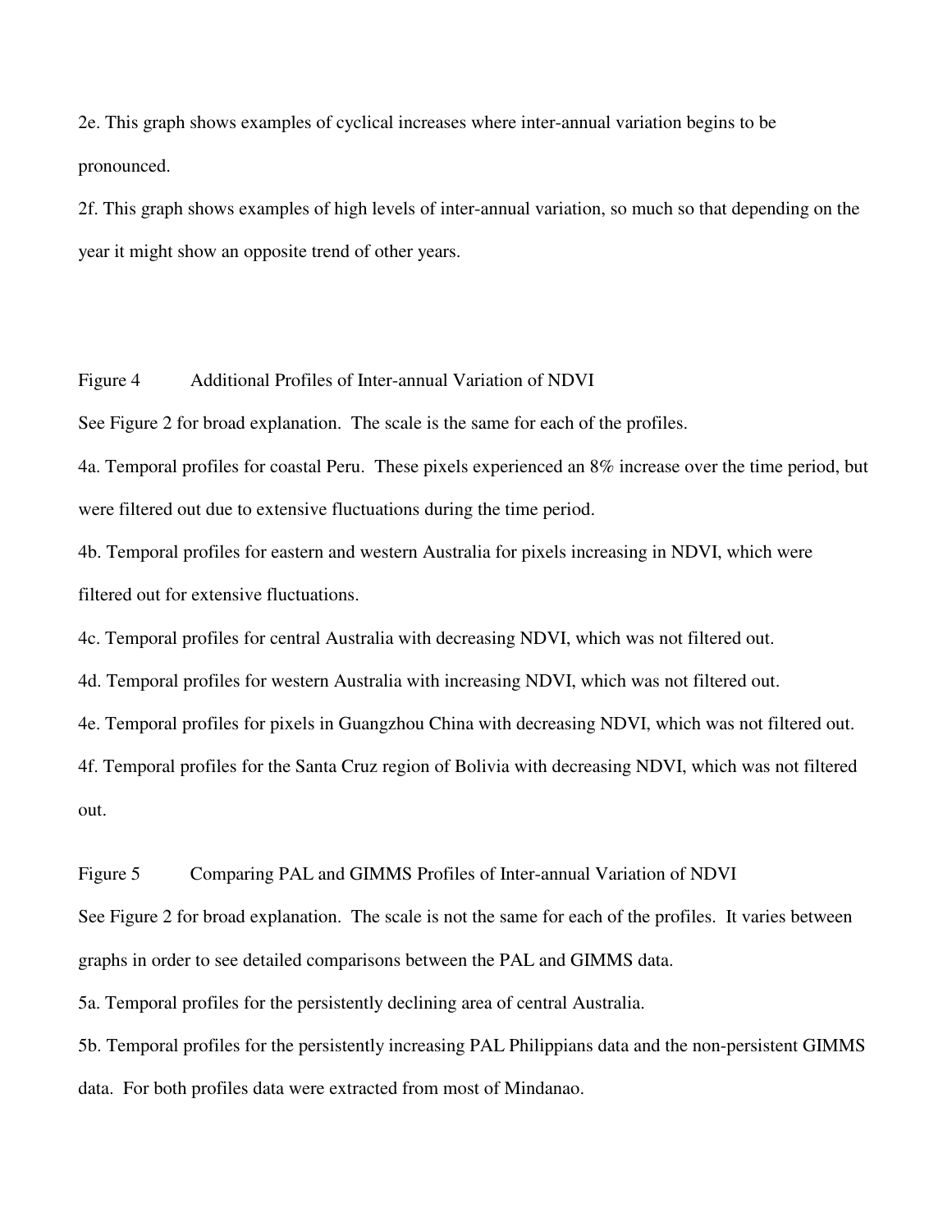2e. This graph shows examples of cyclical increases where inter-annual variation begins to be pronounced.

2f. This graph shows examples of high levels of inter-annual variation, so much so that depending on the year it might show an opposite trend of other years.

Figure 4 Additional Profiles of Inter-annual Variation of NDVI

See Figure 2 for broad explanation. The scale is the same for each of the profiles.

4a. Temporal profiles for coastal Peru. These pixels experienced an 8% increase over the time period, but were filtered out due to extensive fluctuations during the time period.

4b. Temporal profiles for eastern and western Australia for pixels increasing in NDVI, which were filtered out for extensive fluctuations.

4c. Temporal profiles for central Australia with decreasing NDVI, which was not filtered out.

4d. Temporal profiles for western Australia with increasing NDVI, which was not filtered out.

4e. Temporal profiles for pixels in Guangzhou China with decreasing NDVI, which was not filtered out.

4f. Temporal profiles for the Santa Cruz region of Bolivia with decreasing NDVI, which was not filtered out.

Figure 5 Comparing PAL and GIMMS Profiles of Inter-annual Variation of NDVI

See Figure 2 for broad explanation. The scale is not the same for each of the profiles. It varies between graphs in order to see detailed comparisons between the PAL and GIMMS data.

5a. Temporal profiles for the persistently declining area of central Australia.

5b. Temporal profiles for the persistently increasing PAL Philippians data and the non-persistent GIMMS data. For both profiles data were extracted from most of Mindanao.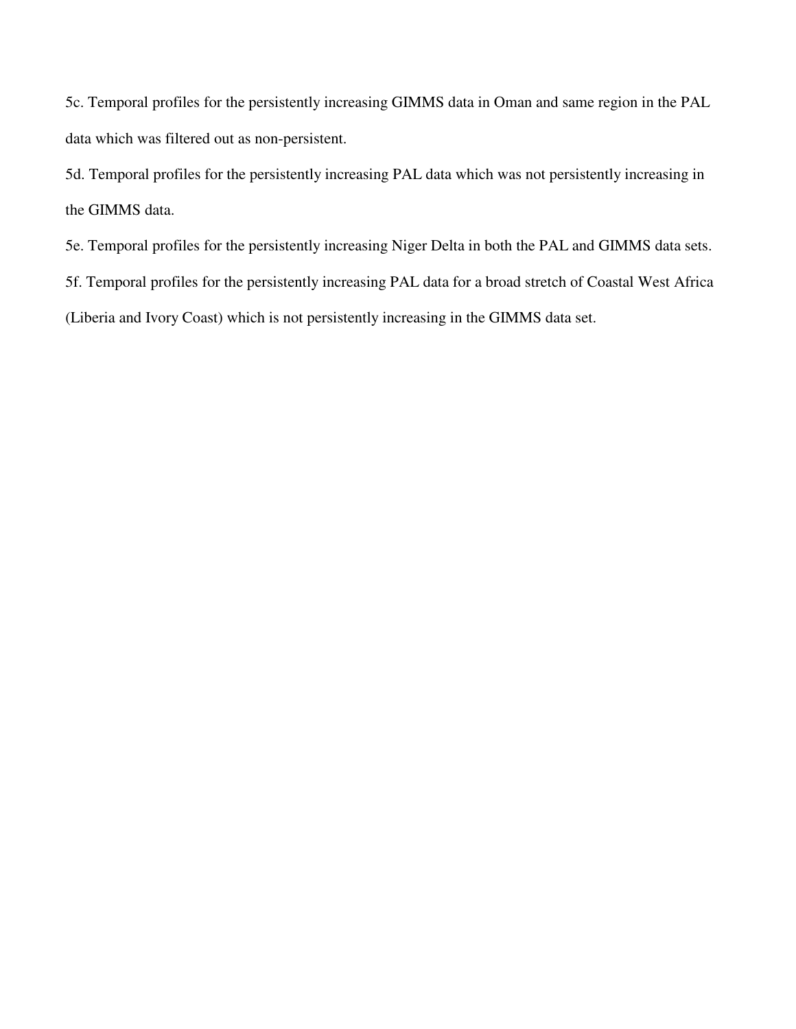5c. Temporal profiles for the persistently increasing GIMMS data in Oman and same region in the PAL data which was filtered out as non-persistent.

5d. Temporal profiles for the persistently increasing PAL data which was not persistently increasing in the GIMMS data.

5e. Temporal profiles for the persistently increasing Niger Delta in both the PAL and GIMMS data sets.

5f. Temporal profiles for the persistently increasing PAL data for a broad stretch of Coastal West Africa (Liberia and Ivory Coast) which is not persistently increasing in the GIMMS data set.